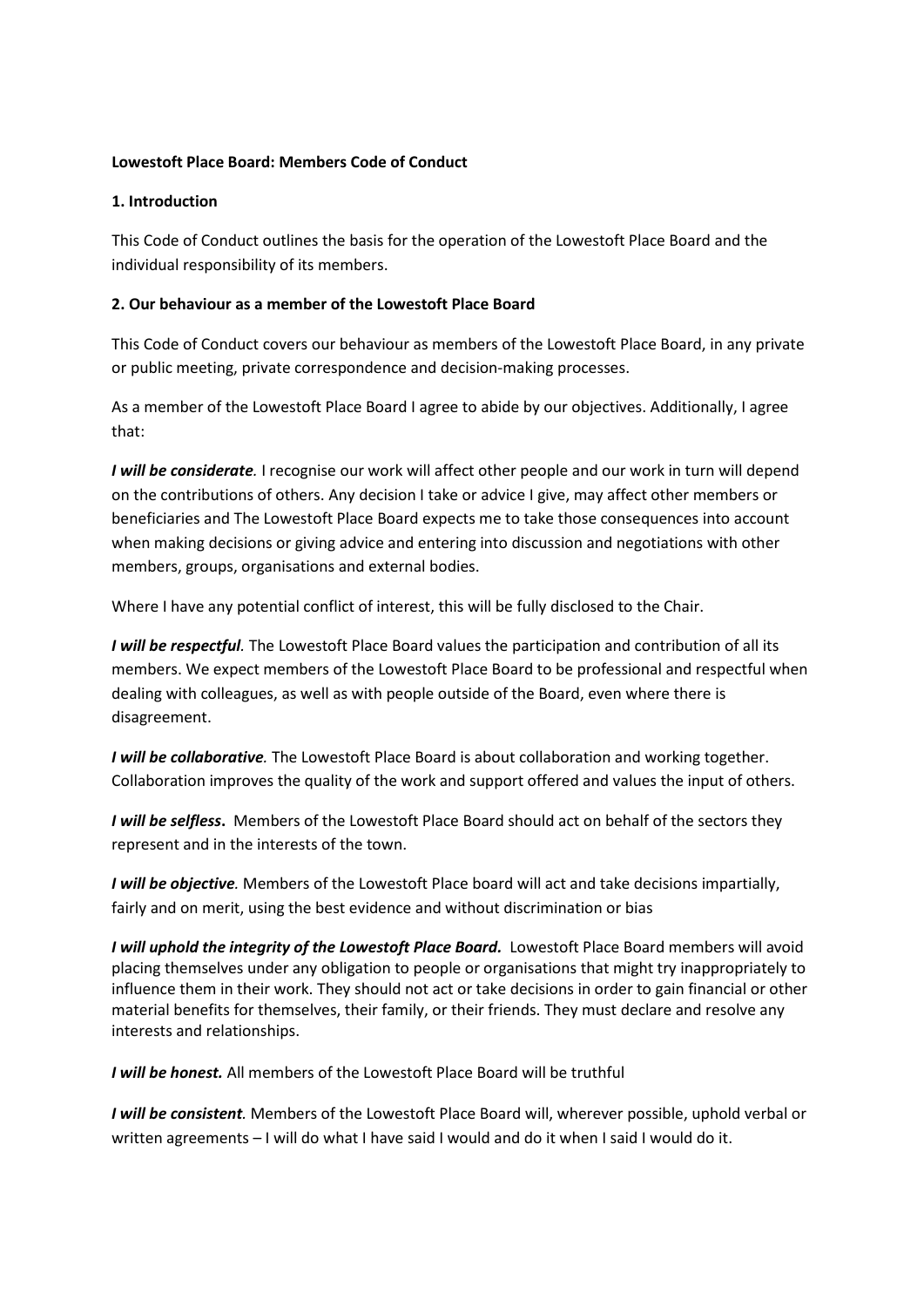**Lowestoft Place Board: Members Code of Conduct**

**1. Introduction**

This Code of Conduct outlines the basis for the operation of the Lowestoft Place Board and the individual responsibility of its members.

**2. Our behaviour as a member of the Lowestoft Place Board**

This Code of Conduct covers our behaviour as members of the Lowestoft Place Board, in any private or public meeting, private correspondence and decision-making processes.

As a member of the Lowestoft Place Board I agree to abide by our objectives. Additionally, I agree that:

***I will be considerate.*** I recognise our work will affect other people and our work in turn will depend on the contributions of others. Any decision I take or advice I give, may affect other members or beneficiaries and The Lowestoft Place Board expects me to take those consequences into account when making decisions or giving advice and entering into discussion and negotiations with other members, groups, organisations and external bodies.

Where I have any potential conflict of interest, this will be fully disclosed to the Chair.

***I will be respectful.*** The Lowestoft Place Board values the participation and contribution of all its members. We expect members of the Lowestoft Place Board to be professional and respectful when dealing with colleagues, as well as with people outside of the Board, even where there is disagreement.

***I will be collaborative.*** The Lowestoft Place Board is about collaboration and working together. Collaboration improves the quality of the work and support offered and values the input of others.

***I will be selfless*****.** Members of the Lowestoft Place Board should act on behalf of the sectors they represent and in the interests of the town.

***I will be objective.*** Members of the Lowestoft Place board will act and take decisions impartially, fairly and on merit, using the best evidence and without discrimination or bias

***I will uphold the integrity of the Lowestoft Place Board.*** Lowestoft Place Board members will avoid placing themselves under any obligation to people or organisations that might try inappropriately to influence them in their work. They should not act or take decisions in order to gain financial or other material benefits for themselves, their family, or their friends. They must declare and resolve any interests and relationships.

***I will be honest.*** All members of the Lowestoft Place Board will be truthful

***I will be consistent.*** Members of the Lowestoft Place Board will, wherever possible, uphold verbal or written agreements – I will do what I have said I would and do it when I said I would do it.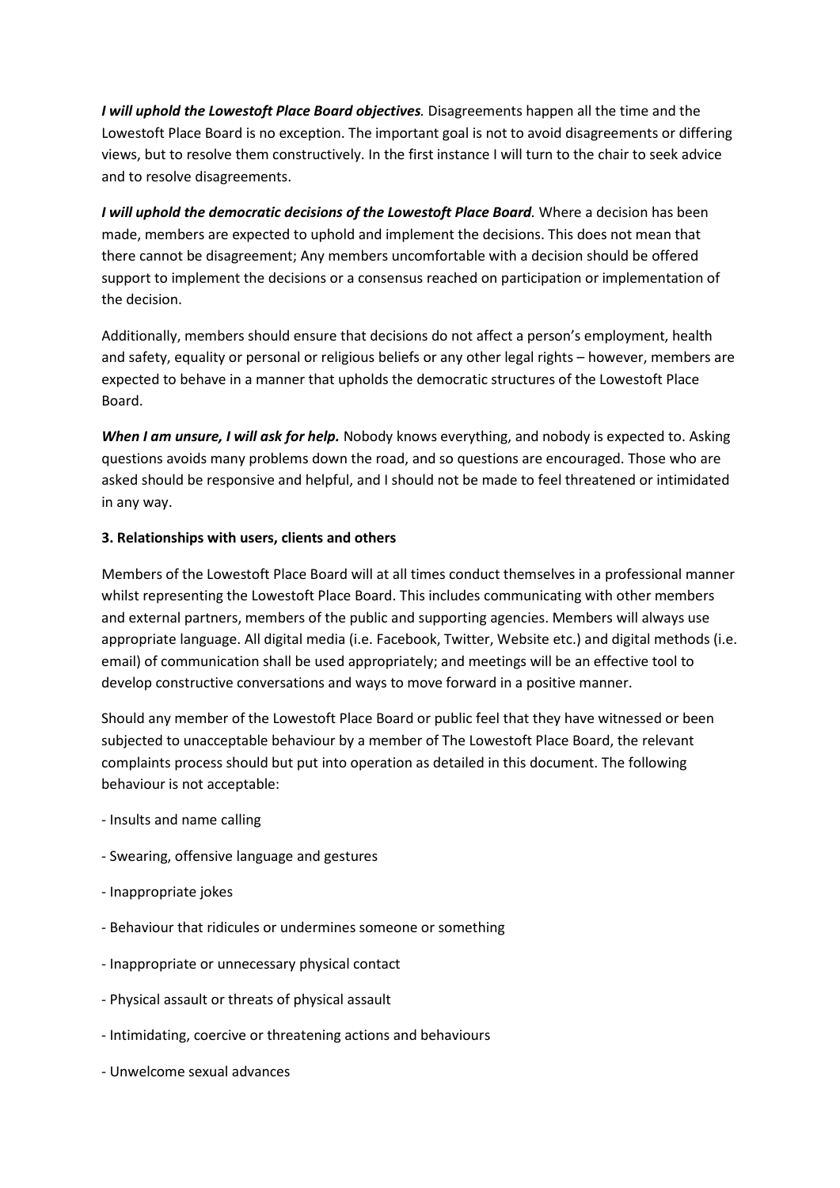***I will uphold the Lowestoft Place Board objectives.*** Disagreements happen all the time and the Lowestoft Place Board is no exception. The important goal is not to avoid disagreements or differing views, but to resolve them constructively. In the first instance I will turn to the chair to seek advice and to resolve disagreements.

***I will uphold the democratic decisions of the Lowestoft Place Board.*** Where a decision has been made, members are expected to uphold and implement the decisions. This does not mean that there cannot be disagreement; Any members uncomfortable with a decision should be offered support to implement the decisions or a consensus reached on participation or implementation of the decision.

Additionally, members should ensure that decisions do not affect a person's employment, health and safety, equality or personal or religious beliefs or any other legal rights – however, members are expected to behave in a manner that upholds the democratic structures of the Lowestoft Place Board.

***When I am unsure, I will ask for help.*** Nobody knows everything, and nobody is expected to. Asking questions avoids many problems down the road, and so questions are encouraged. Those who are asked should be responsive and helpful, and I should not be made to feel threatened or intimidated in any way.

**3. Relationships with users, clients and others**

Members of the Lowestoft Place Board will at all times conduct themselves in a professional manner whilst representing the Lowestoft Place Board. This includes communicating with other members and external partners, members of the public and supporting agencies. Members will always use appropriate language. All digital media (i.e. Facebook, Twitter, Website etc.) and digital methods (i.e. email) of communication shall be used appropriately; and meetings will be an effective tool to develop constructive conversations and ways to move forward in a positive manner.

Should any member of the Lowestoft Place Board or public feel that they have witnessed or been subjected to unacceptable behaviour by a member of The Lowestoft Place Board, the relevant complaints process should but put into operation as detailed in this document. The following behaviour is not acceptable:

- Insults and name calling
- Swearing, offensive language and gestures
- Inappropriate jokes
- Behaviour that ridicules or undermines someone or something
- Inappropriate or unnecessary physical contact
- Physical assault or threats of physical assault
- Intimidating, coercive or threatening actions and behaviours
- Unwelcome sexual advances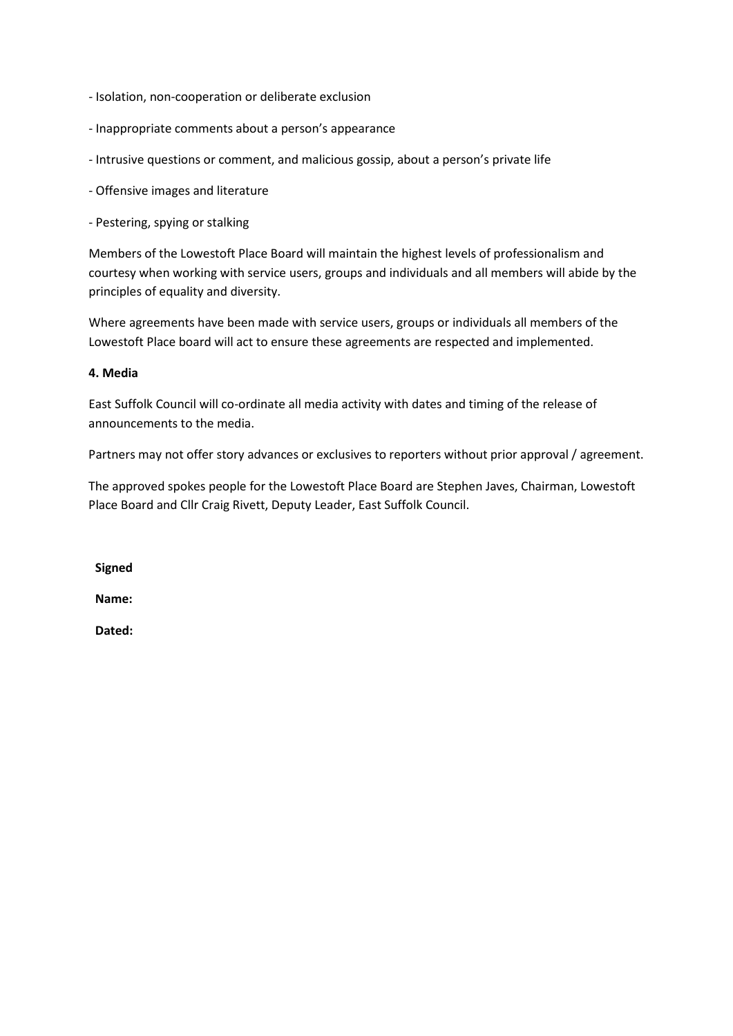- Isolation, non-cooperation or deliberate exclusion

- Inappropriate comments about a person's appearance

- Intrusive questions or comment, and malicious gossip, about a person's private life

- Offensive images and literature

- Pestering, spying or stalking

Members of the Lowestoft Place Board will maintain the highest levels of professionalism and courtesy when working with service users, groups and individuals and all members will abide by the principles of equality and diversity.

Where agreements have been made with service users, groups or individuals all members of the Lowestoft Place board will act to ensure these agreements are respected and implemented.

**4. Media**

East Suffolk Council will co-ordinate all media activity with dates and timing of the release of announcements to the media.

Partners may not offer story advances or exclusives to reporters without prior approval / agreement.

The approved spokes people for the Lowestoft Place Board are Stephen Javes, Chairman, Lowestoft Place Board and Cllr Craig Rivett, Deputy Leader, East Suffolk Council.

**Signed**

**Name:**

**Dated:**